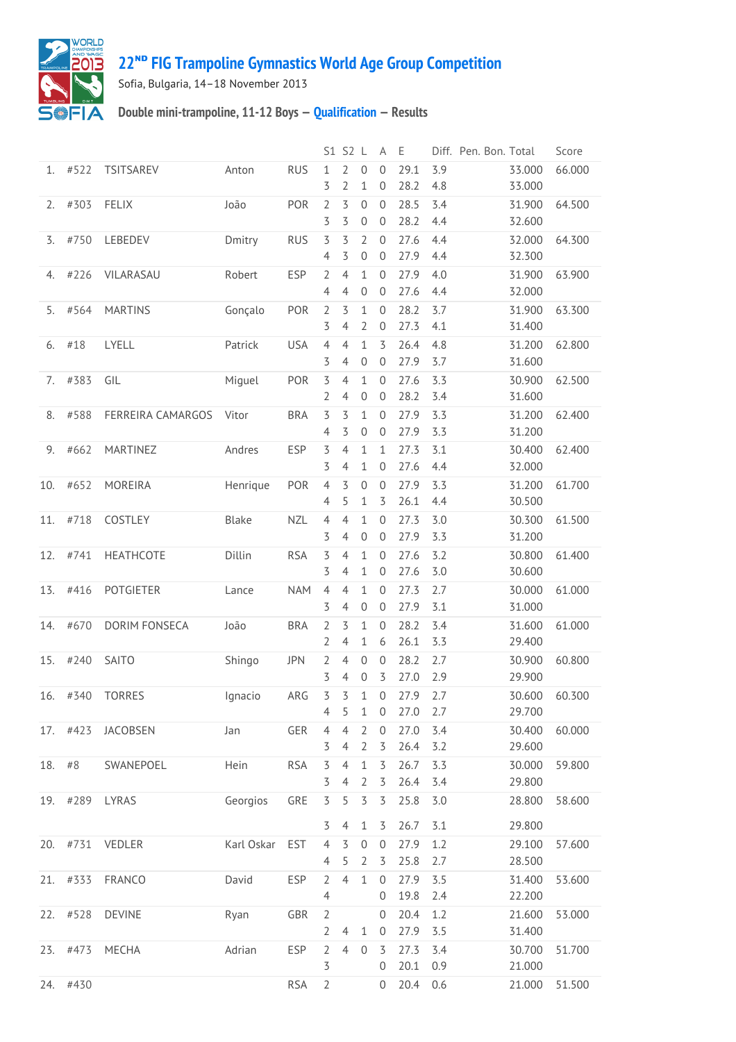# 22ND FIG Trampoline Gymnastics World Age Group Competition

Sofia, Bulgaria, 14–18 November 2013

## Double mini-trampoline, 11-12 Boys — Qualification — Results

| | | | | | S1 | S2 | L | A | E | Diff. | Pen. | Bon. | Total | Score |
|---|---|---|---|---|---|---|---|---|---|---|---|---|---|---|
| 1. | #522 | TSITSAREV | Anton | RUS | 1 | 2 | 0 | 0 | 29.1 | 3.9 | | | 33.000 | 66.000 |
| | | | | | 3 | 2 | 1 | 0 | 28.2 | 4.8 | | | 33.000 | |
| 2. | #303 | FELIX | João | POR | 2 | 3 | 0 | 0 | 28.5 | 3.4 | | | 31.900 | 64.500 |
| | | | | | 3 | 3 | 0 | 0 | 28.2 | 4.4 | | | 32.600 | |
| 3. | #750 | LEBEDEV | Dmitry | RUS | 3 | 3 | 2 | 0 | 27.6 | 4.4 | | | 32.000 | 64.300 |
| | | | | | 4 | 3 | 0 | 0 | 27.9 | 4.4 | | | 32.300 | |
| 4. | #226 | VILARASAU | Robert | ESP | 2 | 4 | 1 | 0 | 27.9 | 4.0 | | | 31.900 | 63.900 |
| | | | | | 4 | 4 | 0 | 0 | 27.6 | 4.4 | | | 32.000 | |
| 5. | #564 | MARTINS | Gonçalo | POR | 2 | 3 | 1 | 0 | 28.2 | 3.7 | | | 31.900 | 63.300 |
| | | | | | 3 | 4 | 2 | 0 | 27.3 | 4.1 | | | 31.400 | |
| 6. | #18 | LYELL | Patrick | USA | 4 | 4 | 1 | 3 | 26.4 | 4.8 | | | 31.200 | 62.800 |
| | | | | | 3 | 4 | 0 | 0 | 27.9 | 3.7 | | | 31.600 | |
| 7. | #383 | GIL | Miguel | POR | 3 | 4 | 1 | 0 | 27.6 | 3.3 | | | 30.900 | 62.500 |
| | | | | | 2 | 4 | 0 | 0 | 28.2 | 3.4 | | | 31.600 | |
| 8. | #588 | FERREIRA CAMARGOS | Vitor | BRA | 3 | 3 | 1 | 0 | 27.9 | 3.3 | | | 31.200 | 62.400 |
| | | | | | 4 | 3 | 0 | 0 | 27.9 | 3.3 | | | 31.200 | |
| 9. | #662 | MARTINEZ | Andres | ESP | 3 | 4 | 1 | 1 | 27.3 | 3.1 | | | 30.400 | 62.400 |
| | | | | | 3 | 4 | 1 | 0 | 27.6 | 4.4 | | | 32.000 | |
| 10. | #652 | MOREIRA | Henrique | POR | 4 | 3 | 0 | 0 | 27.9 | 3.3 | | | 31.200 | 61.700 |
| | | | | | 4 | 5 | 1 | 3 | 26.1 | 4.4 | | | 30.500 | |
| 11. | #718 | COSTLEY | Blake | NZL | 4 | 4 | 1 | 0 | 27.3 | 3.0 | | | 30.300 | 61.500 |
| | | | | | 3 | 4 | 0 | 0 | 27.9 | 3.3 | | | 31.200 | |
| 12. | #741 | HEATHCOTE | Dillin | RSA | 3 | 4 | 1 | 0 | 27.6 | 3.2 | | | 30.800 | 61.400 |
| | | | | | 3 | 4 | 1 | 0 | 27.6 | 3.0 | | | 30.600 | |
| 13. | #416 | POTGIETER | Lance | NAM | 4 | 4 | 1 | 0 | 27.3 | 2.7 | | | 30.000 | 61.000 |
| | | | | | 3 | 4 | 0 | 0 | 27.9 | 3.1 | | | 31.000 | |
| 14. | #670 | DORIM FONSECA | João | BRA | 2 | 3 | 1 | 0 | 28.2 | 3.4 | | | 31.600 | 61.000 |
| | | | | | 2 | 4 | 1 | 6 | 26.1 | 3.3 | | | 29.400 | |
| 15. | #240 | SAITO | Shingo | JPN | 2 | 4 | 0 | 0 | 28.2 | 2.7 | | | 30.900 | 60.800 |
| | | | | | 3 | 4 | 0 | 3 | 27.0 | 2.9 | | | 29.900 | |
| 16. | #340 | TORRES | Ignacio | ARG | 3 | 3 | 1 | 0 | 27.9 | 2.7 | | | 30.600 | 60.300 |
| | | | | | 4 | 5 | 1 | 0 | 27.0 | 2.7 | | | 29.700 | |
| 17. | #423 | JACOBSEN | Jan | GER | 4 | 4 | 2 | 0 | 27.0 | 3.4 | | | 30.400 | 60.000 |
| | | | | | 3 | 4 | 2 | 3 | 26.4 | 3.2 | | | 29.600 | |
| 18. | #8 | SWANEPOEL | Hein | RSA | 3 | 4 | 1 | 3 | 26.7 | 3.3 | | | 30.000 | 59.800 |
| | | | | | 3 | 4 | 2 | 3 | 26.4 | 3.4 | | | 29.800 | |
| 19. | #289 | LYRAS | Georgios | GRE | 3 | 5 | 3 | 3 | 25.8 | 3.0 | | | 28.800 | 58.600 |
| | | | | | 3 | 4 | 1 | 3 | 26.7 | 3.1 | | | 29.800 | |
| 20. | #731 | VEDLER | Karl Oskar | EST | 4 | 3 | 0 | 0 | 27.9 | 1.2 | | | 29.100 | 57.600 |
| | | | | | 4 | 5 | 2 | 3 | 25.8 | 2.7 | | | 28.500 | |
| 21. | #333 | FRANCO | David | ESP | 2 | 4 | 1 | 0 | 27.9 | 3.5 | | | 31.400 | 53.600 |
| | | | | | 4 | | | 0 | 19.8 | 2.4 | | | 22.200 | |
| 22. | #528 | DEVINE | Ryan | GBR | 2 | | | 0 | 20.4 | 1.2 | | | 21.600 | 53.000 |
| | | | | | 2 | 4 | 1 | 0 | 27.9 | 3.5 | | | 31.400 | |
| 23. | #473 | MECHA | Adrian | ESP | 2 | 4 | 0 | 3 | 27.3 | 3.4 | | | 30.700 | 51.700 |
| | | | | | 3 | | | 0 | 20.1 | 0.9 | | | 21.000 | |
| 24. | #430 | | | RSA | 2 | | | 0 | 20.4 | 0.6 | | | 21.000 | 51.500 |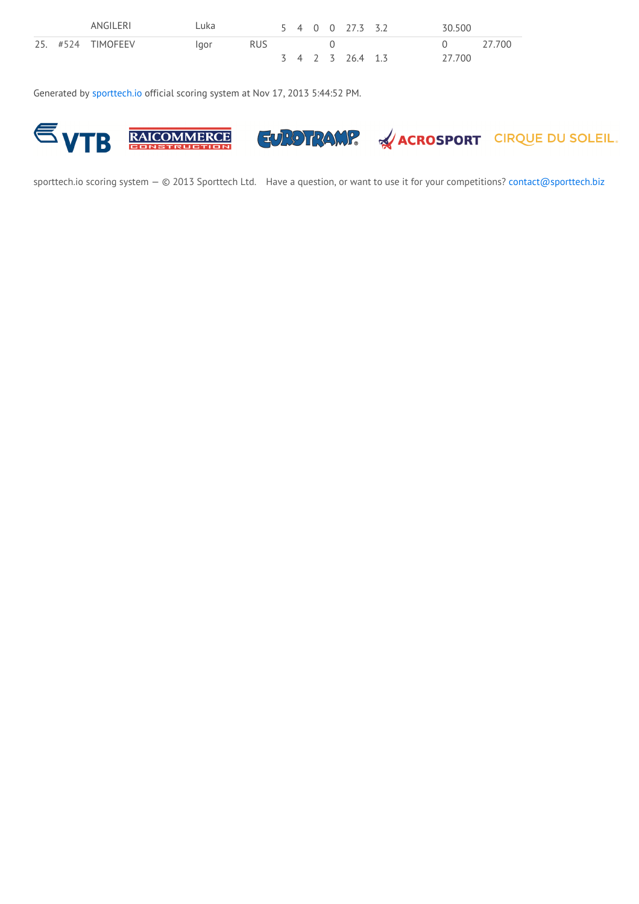| | | | | | | | | | | | | | |
|---|---|---|---|---|---|---|---|---|---|---|---|---|---|
| | | ANGILERI | Luka | | 5 | 4 | 0 | 0 | 27.3 | 3.2 | | 30.500 | |
| 25. | #524 | TIMOFEEV | Igor | RUS | | | | 0 | | | | 0 | 27.700 |
| | | | | | 3 | 4 | 2 | 3 | 26.4 | 1.3 | | 27.700 | |

Generated by sporttech.io official scoring system at Nov 17, 2013 5:44:52 PM.

VTB RAICOMMERCE CONSTRUCTION EUROTRAMP ACROSPORT CIRQUE DU SOLEIL.

sporttech.io scoring system — © 2013 Sporttech Ltd. Have a question, or want to use it for your competitions? contact@sporttech.biz